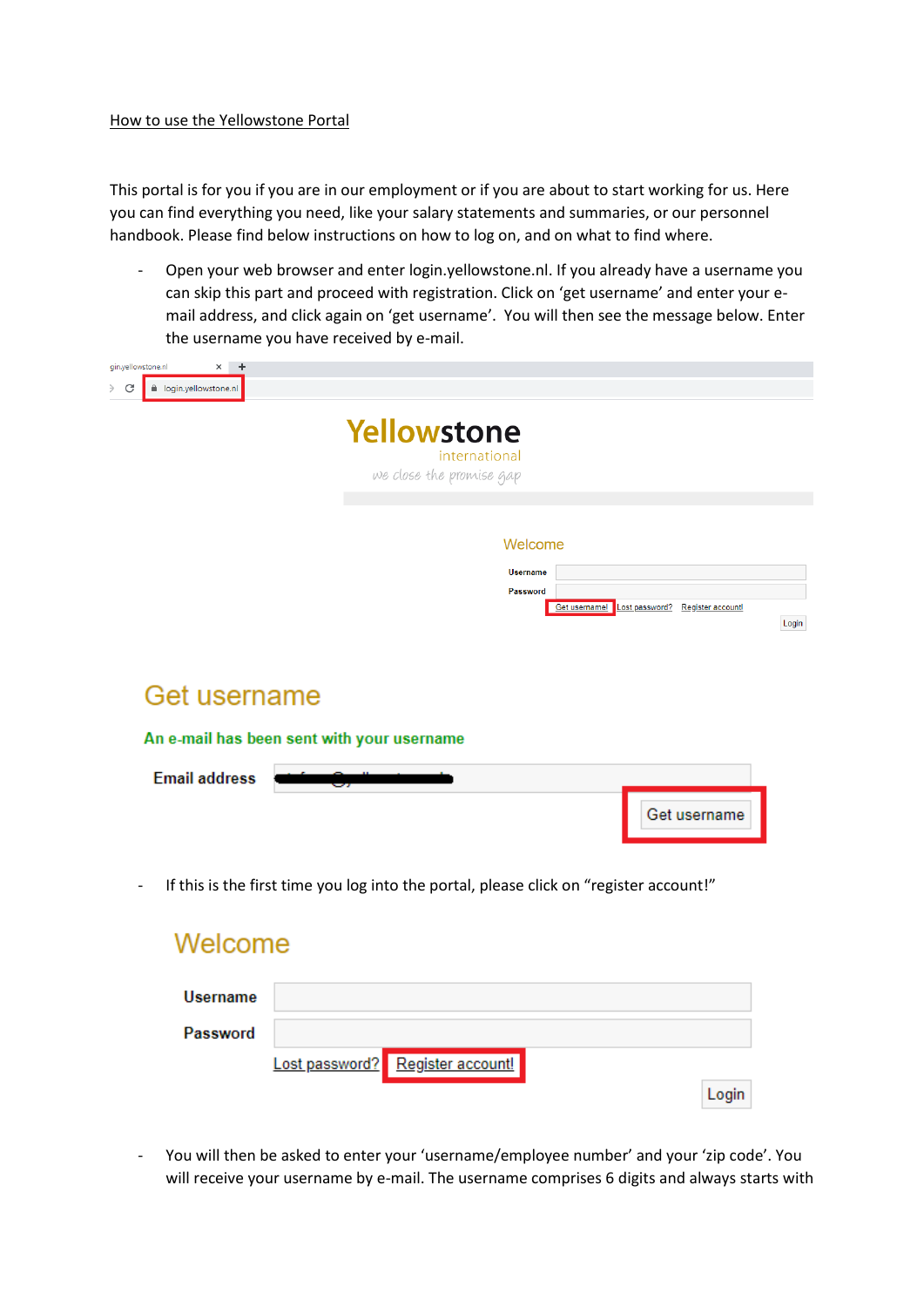How to use the Yellowstone Portal

This portal is for you if you are in our employment or if you are about to start working for us. Here you can find everything you need, like your salary statements and summaries, or our personnel handbook. Please find below instructions on how to log on, and on what to find where.

- Open your web browser and enter login.yellowstone.nl. If you already have a username you can skip this part and proceed with registration. Click on 'get username' and enter your e-mail address, and click again on 'get username'. You will then see the message below. Enter the username you have received by e-mail.

- If this is the first time you log into the portal, please click on "register account!"

- You will then be asked to enter your 'username/employee number' and your 'zip code'. You will receive your username by e-mail. The username comprises 6 digits and always starts with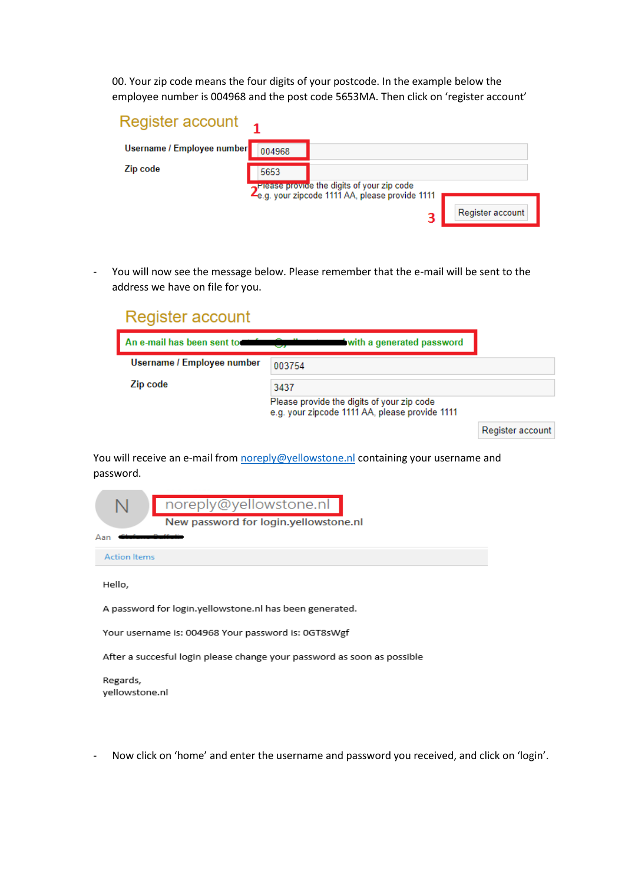00. Your zip code means the four digits of your postcode. In the example below the employee number is 004968 and the post code 5653MA. Then click on 'register account'

## Register account

1

Username / Employee number 004968

Zip code 5653

2 Please provide the digits of your zip code
e.g. your zipcode 1111 AA, please provide 1111

3 Register account

- You will now see the message below. Please remember that the e-mail will be sent to the address we have on file for you.

## Register account

An e-mail has been sent to ████████ with a generated password

Username / Employee number 003754

Zip code 3437

Please provide the digits of your zip code
e.g. your zipcode 1111 AA, please provide 1111

Register account

You will receive an e-mail from noreply@yellowstone.nl containing your username and password.

N noreply@yellowstone.nl

New password for login.yellowstone.nl

Aan ████████

Action Items

Hello,

A password for login.yellowstone.nl has been generated.

Your username is: 004968 Your password is: 0GT8sWgf

After a succesful login please change your password as soon as possible

Regards,
yellowstone.nl

- Now click on 'home' and enter the username and password you received, and click on 'login'.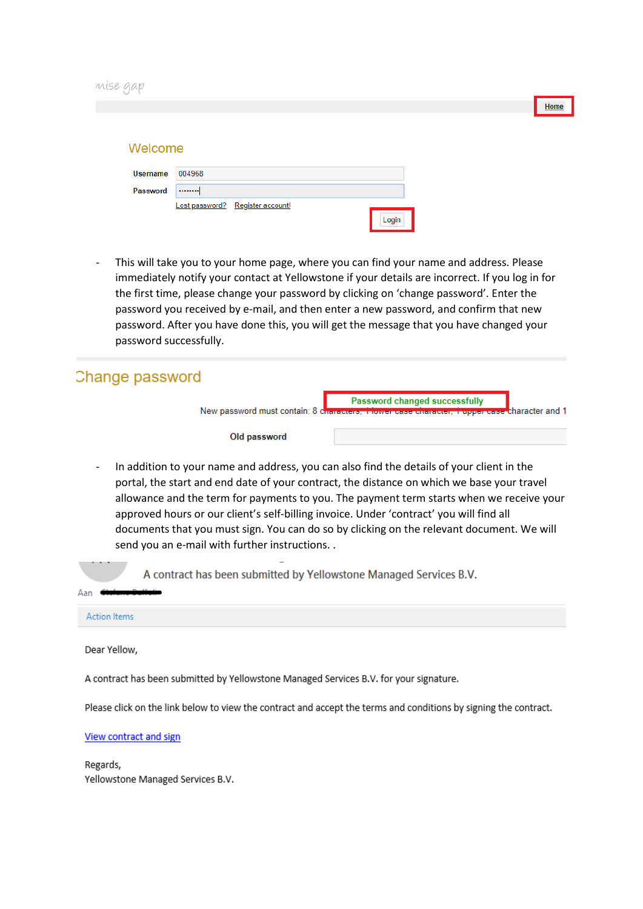mise gap

Home

Welcome

Username 004968

Password ••••••••

Lost password? Register account!

Login

- This will take you to your home page, where you can find your name and address. Please immediately notify your contact at Yellowstone if your details are incorrect. If you log in for the first time, please change your password by clicking on 'change password'. Enter the password you received by e-mail, and then enter a new password, and confirm that new password. After you have done this, you will get the message that you have changed your password successfully.

Change password

Password changed successfully

New password must contain: 8 characters, 1 lower case character, 1 upper case character and 1

Old password

- In addition to your name and address, you can also find the details of your client in the portal, the start and end date of your contract, the distance on which we base your travel allowance and the term for payments to you. The payment term starts when we receive your approved hours or our client's self-billing invoice. Under 'contract' you will find all documents that you must sign. You can do so by clicking on the relevant document. We will send you an e-mail with further instructions. .

A contract has been submitted by Yellowstone Managed Services B.V.

Aan

Action Items

Dear Yellow,

A contract has been submitted by Yellowstone Managed Services B.V. for your signature.

Please click on the link below to view the contract and accept the terms and conditions by signing the contract.

View contract and sign

Regards,
Yellowstone Managed Services B.V.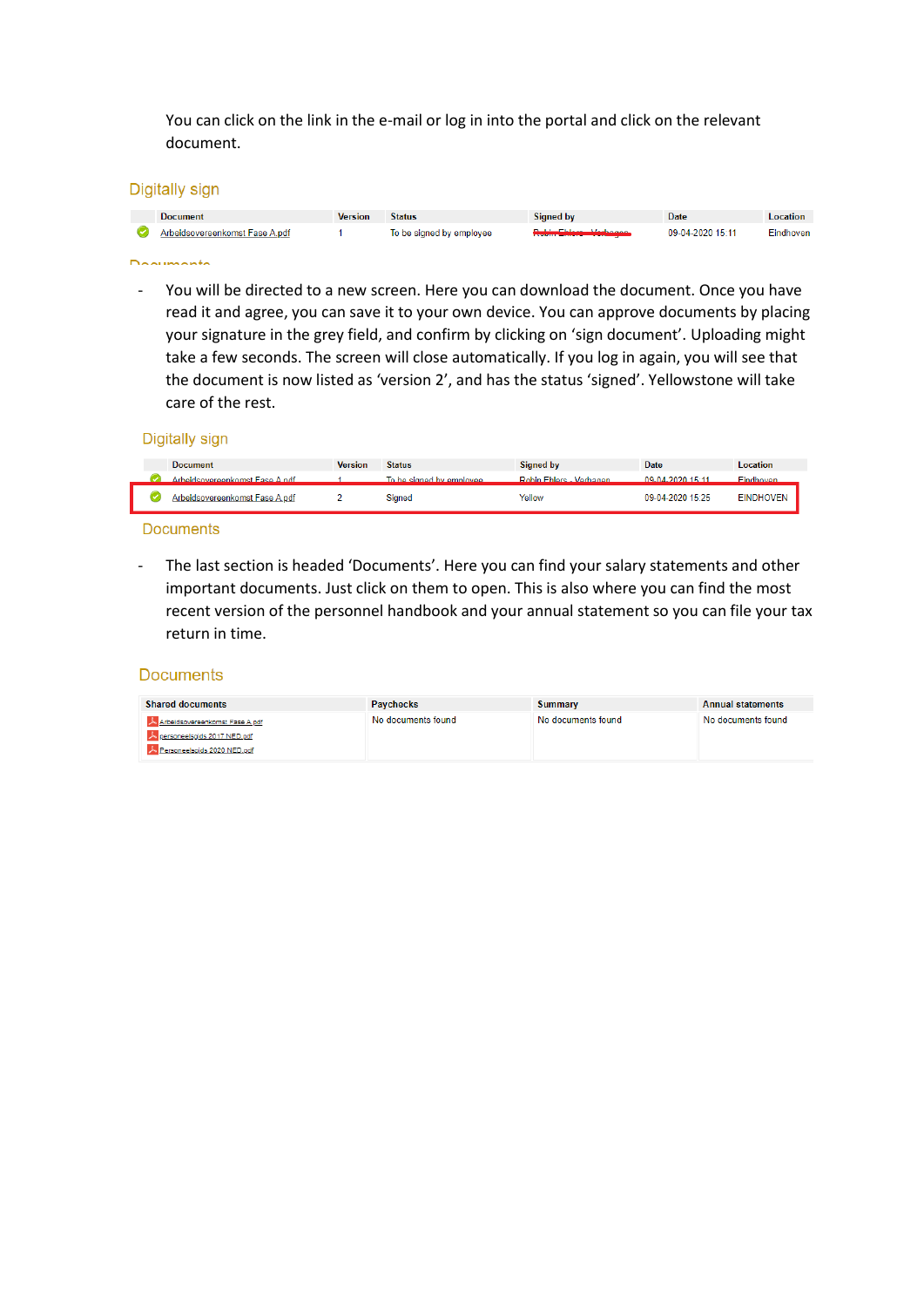You can click on the link in the e-mail or log in into the portal and click on the relevant document.

## Digitally sign

| | Document | Version | Status | Signed by | Date | Location |
|---|---|---|---|---|---|---|
| ✓ | Arbeidsovereenkomst Fase A.pdf | 1 | To be signed by employee | ~~Robin Ehlers - Verhagen~~ | 09-04-2020 15:11 | Eindhoven |

- You will be directed to a new screen. Here you can download the document. Once you have read it and agree, you can save it to your own device. You can approve documents by placing your signature in the grey field, and confirm by clicking on 'sign document'. Uploading might take a few seconds. The screen will close automatically. If you log in again, you will see that the document is now listed as 'version 2', and has the status 'signed'. Yellowstone will take care of the rest.

## Digitally sign

| | Document | Version | Status | Signed by | Date | Location |
|---|---|---|---|---|---|---|
| ✓ | Arbeidsovereenkomst Fase A.pdf | 1 | To be signed by employee | Robin Ehlers - Verhagen | 09-04-2020 15:11 | Eindhoven |
| ✓ | Arbeidsovereenkomst Fase A.pdf | 2 | Signed | Yellow | 09-04-2020 15:25 | EINDHOVEN |

## Documents

- The last section is headed 'Documents'. Here you can find your salary statements and other important documents. Just click on them to open. This is also where you can find the most recent version of the personnel handbook and your annual statement so you can file your tax return in time.

## Documents

| Shared documents | Paychecks | Summary | Annual statements |
|---|---|---|---|
| Arbeidsovereenkomst Fase A.pdf<br>personeelsgids 2017 NED.pdf<br>Personeelsgids 2020 NED.pdf | No documents found | No documents found | No documents found |